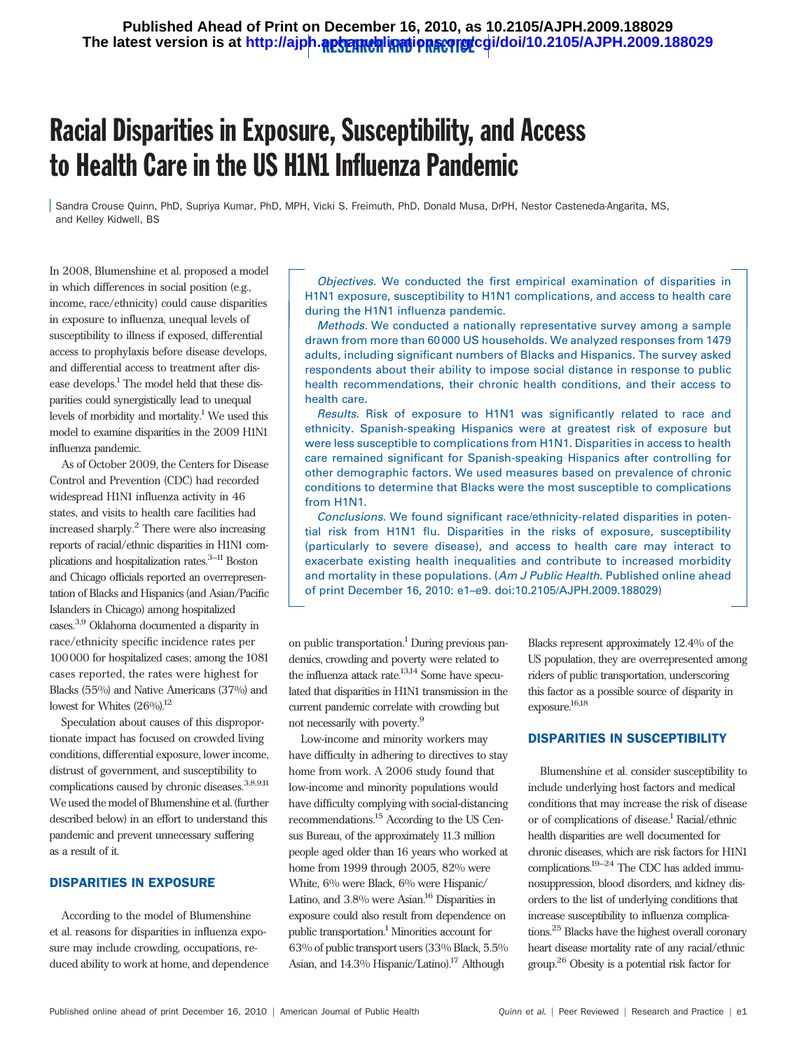# Racial Disparities in Exposure, Susceptibility, and Access to Health Care in the US H1N1 Influenza Pandemic

Sandra Crouse Quinn, PhD, Supriya Kumar, PhD, MPH, Vicki S. Freimuth, PhD, Donald Musa, DrPH, Nestor Casteneda-Angarita, MS, and Kelley Kidwell, BS

*Objectives.* We conducted the first empirical examination of disparities in H1N1 exposure, susceptibility to H1N1 complications, and access to health care during the H1N1 influenza pandemic.

*Methods.* We conducted a nationally representative survey among a sample drawn from more than 60 000 US households. We analyzed responses from 1479 adults, including significant numbers of Blacks and Hispanics. The survey asked respondents about their ability to impose social distance in response to public health recommendations, their chronic health conditions, and their access to health care.

*Results.* Risk of exposure to H1N1 was significantly related to race and ethnicity. Spanish-speaking Hispanics were at greatest risk of exposure but were less susceptible to complications from H1N1. Disparities in access to health care remained significant for Spanish-speaking Hispanics after controlling for other demographic factors. We used measures based on prevalence of chronic conditions to determine that Blacks were the most susceptible to complications from H1N1.

*Conclusions.* We found significant race/ethnicity-related disparities in potential risk from H1N1 flu. Disparities in the risks of exposure, susceptibility (particularly to severe disease), and access to health care may interact to exacerbate existing health inequalities and contribute to increased morbidity and mortality in these populations. (*Am J Public Health.* Published online ahead of print December 16, 2010: e1–e9. doi:10.2105/AJPH.2009.188029)

In 2008, Blumenshine et al. proposed a model in which differences in social position (e.g., income, race/ethnicity) could cause disparities in exposure to influenza, unequal levels of susceptibility to illness if exposed, differential access to prophylaxis before disease develops, and differential access to treatment after disease develops.[1] The model held that these disparities could synergistically lead to unequal levels of morbidity and mortality.[1] We used this model to examine disparities in the 2009 H1N1 influenza pandemic.

As of October 2009, the Centers for Disease Control and Prevention (CDC) had recorded widespread H1N1 influenza activity in 46 states, and visits to health care facilities had increased sharply.[2] There were also increasing reports of racial/ethnic disparities in H1N1 complications and hospitalization rates.[3–11] Boston and Chicago officials reported an overrepresentation of Blacks and Hispanics (and Asian/Pacific Islanders in Chicago) among hospitalized cases.[3,9] Oklahoma documented a disparity in race/ethnicity specific incidence rates per 100 000 for hospitalized cases; among the 1081 cases reported, the rates were highest for Blacks (55%) and Native Americans (37%) and lowest for Whites (26%).[12]

Speculation about causes of this disproportionate impact has focused on crowded living conditions, differential exposure, lower income, distrust of government, and susceptibility to complications caused by chronic diseases.[3,8,9,11] We used the model of Blumenshine et al. (further described below) in an effort to understand this pandemic and prevent unnecessary suffering as a result of it.

## DISPARITIES IN EXPOSURE

According to the model of Blumenshine et al. reasons for disparities in influenza exposure may include crowding, occupations, reduced ability to work at home, and dependence on public transportation.[1] During previous pandemics, crowding and poverty were related to the influenza attack rate.[13,14] Some have speculated that disparities in H1N1 transmission in the current pandemic correlate with crowding but not necessarily with poverty.[9]

Low-income and minority workers may have difficulty in adhering to directives to stay home from work. A 2006 study found that low-income and minority populations would have difficulty complying with social-distancing recommendations.[15] According to the US Census Bureau, of the approximately 11.3 million people aged older than 16 years who worked at home from 1999 through 2005, 82% were White, 6% were Black, 6% were Hispanic/Latino, and 3.8% were Asian.[16] Disparities in exposure could also result from dependence on public transportation.[1] Minorities account for 63% of public transport users (33% Black, 5.5% Asian, and 14.3% Hispanic/Latino).[17] Although Blacks represent approximately 12.4% of the US population, they are overrepresented among riders of public transportation, underscoring this factor as a possible source of disparity in exposure.[16,18]

## DISPARITIES IN SUSCEPTIBILITY

Blumenshine et al. consider susceptibility to include underlying host factors and medical conditions that may increase the risk of disease or of complications of disease.[1] Racial/ethnic health disparities are well documented for chronic diseases, which are risk factors for H1N1 complications.[19–24] The CDC has added immunosuppression, blood disorders, and kidney disorders to the list of underlying conditions that increase susceptibility to influenza complications.[25] Blacks have the highest overall coronary heart disease mortality rate of any racial/ethnic group.[26] Obesity is a potential risk factor for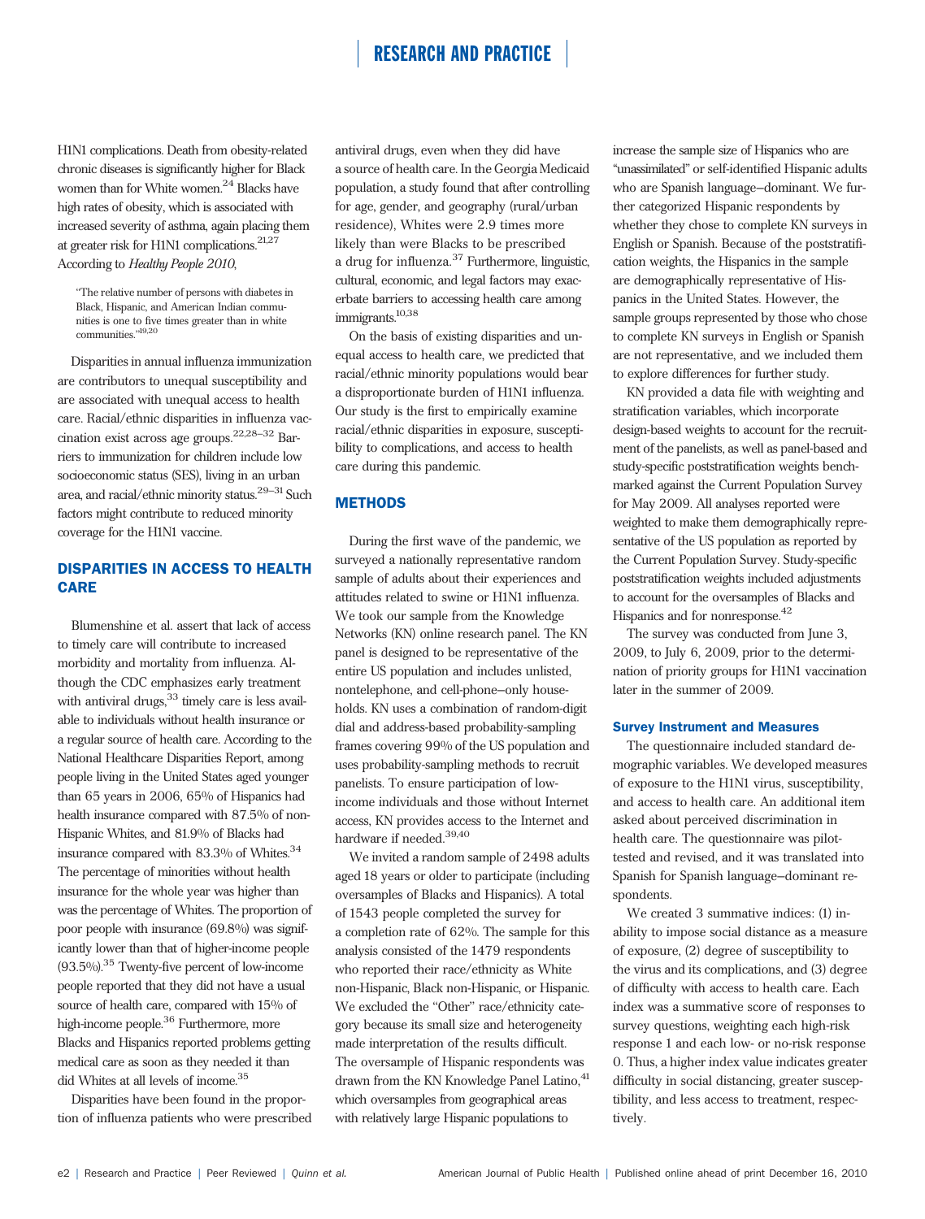H1N1 complications. Death from obesity-related chronic diseases is significantly higher for Black women than for White women.[24] Blacks have high rates of obesity, which is associated with increased severity of asthma, again placing them at greater risk for H1N1 complications.[21,27] According to *Healthy People 2010*,

> "The relative number of persons with diabetes in Black, Hispanic, and American Indian communities is one to five times greater than in white communities."[19,20]

Disparities in annual influenza immunization are contributors to unequal susceptibility and are associated with unequal access to health care. Racial/ethnic disparities in influenza vaccination exist across age groups.[22,28–32] Barriers to immunization for children include low socioeconomic status (SES), living in an urban area, and racial/ethnic minority status.[29–31] Such factors might contribute to reduced minority coverage for the H1N1 vaccine.

## DISPARITIES IN ACCESS TO HEALTH CARE

Blumenshine et al. assert that lack of access to timely care will contribute to increased morbidity and mortality from influenza. Although the CDC emphasizes early treatment with antiviral drugs,[33] timely care is less available to individuals without health insurance or a regular source of health care. According to the National Healthcare Disparities Report, among people living in the United States aged younger than 65 years in 2006, 65% of Hispanics had health insurance compared with 87.5% of non-Hispanic Whites, and 81.9% of Blacks had insurance compared with 83.3% of Whites.[34] The percentage of minorities without health insurance for the whole year was higher than was the percentage of Whites. The proportion of poor people with insurance (69.8%) was significantly lower than that of higher-income people (93.5%).[35] Twenty-five percent of low-income people reported that they did not have a usual source of health care, compared with 15% of high-income people.[36] Furthermore, more Blacks and Hispanics reported problems getting medical care as soon as they needed it than did Whites at all levels of income.[35]

Disparities have been found in the proportion of influenza patients who were prescribed antiviral drugs, even when they did have a source of health care. In the Georgia Medicaid population, a study found that after controlling for age, gender, and geography (rural/urban residence), Whites were 2.9 times more likely than were Blacks to be prescribed a drug for influenza.[37] Furthermore, linguistic, cultural, economic, and legal factors may exacerbate barriers to accessing health care among immigrants.[10,38]

On the basis of existing disparities and unequal access to health care, we predicted that racial/ethnic minority populations would bear a disproportionate burden of H1N1 influenza. Our study is the first to empirically examine racial/ethnic disparities in exposure, susceptibility to complications, and access to health care during this pandemic.

## METHODS

During the first wave of the pandemic, we surveyed a nationally representative random sample of adults about their experiences and attitudes related to swine or H1N1 influenza. We took our sample from the Knowledge Networks (KN) online research panel. The KN panel is designed to be representative of the entire US population and includes unlisted, nontelephone, and cell-phone–only households. KN uses a combination of random-digit dial and address-based probability-sampling frames covering 99% of the US population and uses probability-sampling methods to recruit panelists. To ensure participation of low-income individuals and those without Internet access, KN provides access to the Internet and hardware if needed.[39,40]

We invited a random sample of 2498 adults aged 18 years or older to participate (including oversamples of Blacks and Hispanics). A total of 1543 people completed the survey for a completion rate of 62%. The sample for this analysis consisted of the 1479 respondents who reported their race/ethnicity as White non-Hispanic, Black non-Hispanic, or Hispanic. We excluded the "Other" race/ethnicity category because its small size and heterogeneity made interpretation of the results difficult. The oversample of Hispanic respondents was drawn from the KN Knowledge Panel Latino,[41] which oversamples from geographical areas with relatively large Hispanic populations to increase the sample size of Hispanics who are "unassimilated" or self-identified Hispanic adults who are Spanish language–dominant. We further categorized Hispanic respondents by whether they chose to complete KN surveys in English or Spanish. Because of the poststratification weights, the Hispanics in the sample are demographically representative of Hispanics in the United States. However, the sample groups represented by those who chose to complete KN surveys in English or Spanish are not representative, and we included them to explore differences for further study.

KN provided a data file with weighting and stratification variables, which incorporate design-based weights to account for the recruitment of the panelists, as well as panel-based and study-specific poststratification weights benchmarked against the Current Population Survey for May 2009. All analyses reported were weighted to make them demographically representative of the US population as reported by the Current Population Survey. Study-specific poststratification weights included adjustments to account for the oversamples of Blacks and Hispanics and for nonresponse.[42]

The survey was conducted from June 3, 2009, to July 6, 2009, prior to the determination of priority groups for H1N1 vaccination later in the summer of 2009.

### Survey Instrument and Measures

The questionnaire included standard demographic variables. We developed measures of exposure to the H1N1 virus, susceptibility, and access to health care. An additional item asked about perceived discrimination in health care. The questionnaire was pilot-tested and revised, and it was translated into Spanish for Spanish language–dominant respondents.

We created 3 summative indices: (1) inability to impose social distance as a measure of exposure, (2) degree of susceptibility to the virus and its complications, and (3) degree of difficulty with access to health care. Each index was a summative score of responses to survey questions, weighting each high-risk response 1 and each low- or no-risk response 0. Thus, a higher index value indicates greater difficulty in social distancing, greater susceptibility, and less access to treatment, respectively.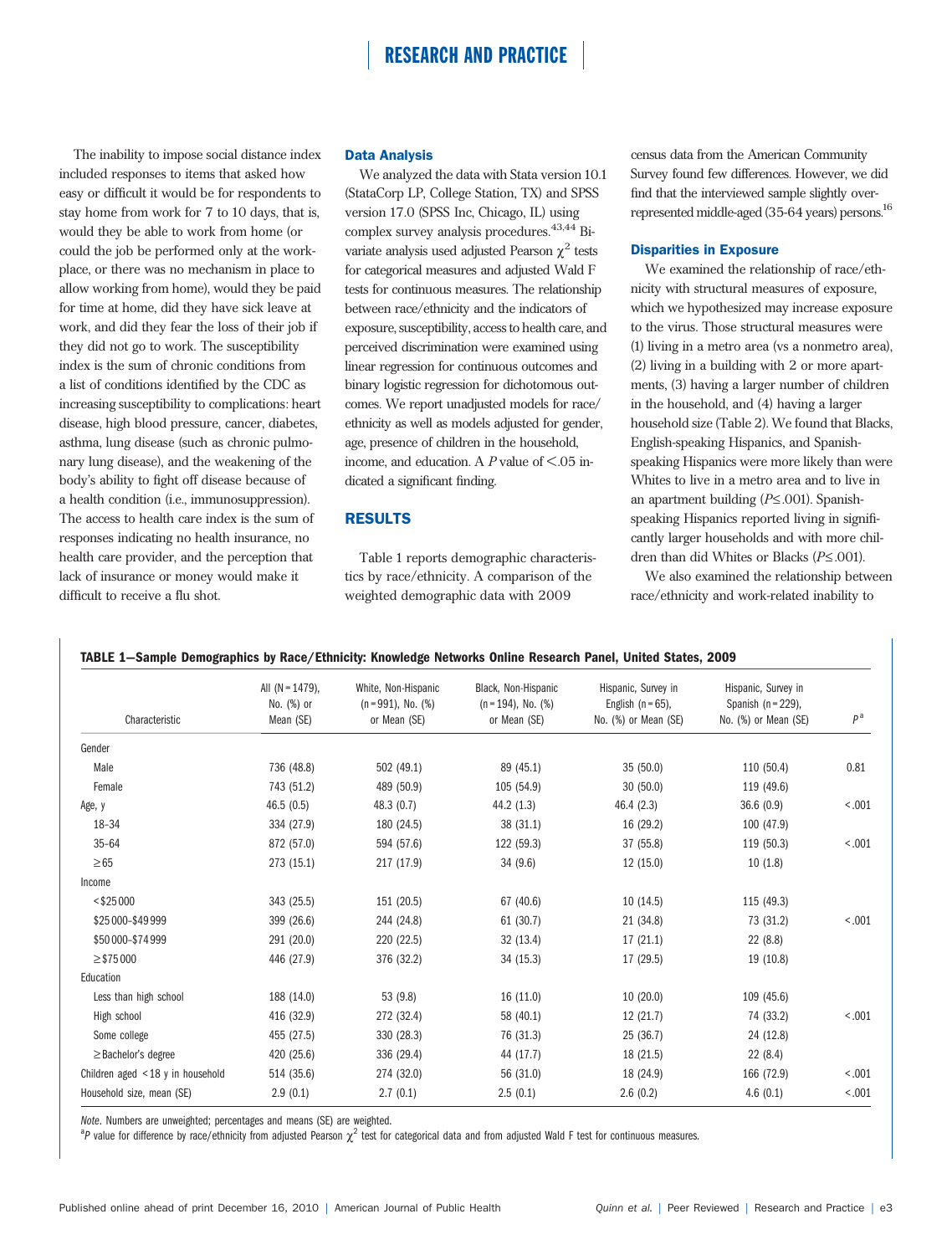The inability to impose social distance index included responses to items that asked how easy or difficult it would be for respondents to stay home from work for 7 to 10 days, that is, would they be able to work from home (or could the job be performed only at the workplace, or there was no mechanism in place to allow working from home), would they be paid for time at home, did they have sick leave at work, and did they fear the loss of their job if they did not go to work. The susceptibility index is the sum of chronic conditions from a list of conditions identified by the CDC as increasing susceptibility to complications: heart disease, high blood pressure, cancer, diabetes, asthma, lung disease (such as chronic pulmonary lung disease), and the weakening of the body's ability to fight off disease because of a health condition (i.e., immunosuppression). The access to health care index is the sum of responses indicating no health insurance, no health care provider, and the perception that lack of insurance or money would make it difficult to receive a flu shot.

### Data Analysis

We analyzed the data with Stata version 10.1 (StataCorp LP, College Station, TX) and SPSS version 17.0 (SPSS Inc, Chicago, IL) using complex survey analysis procedures.[43,44] Bivariate analysis used adjusted Pearson $\chi^2$ tests for categorical measures and adjusted Wald F tests for continuous measures. The relationship between race/ethnicity and the indicators of exposure, susceptibility, access to health care, and perceived discrimination were examined using linear regression for continuous outcomes and binary logistic regression for dichotomous outcomes. We report unadjusted models for race/ethnicity as well as models adjusted for gender, age, presence of children in the household, income, and education. A $P$ value of $<.05$ indicated a significant finding.

## RESULTS

Table 1 reports demographic characteristics by race/ethnicity. A comparison of the weighted demographic data with 2009 census data from the American Community Survey found few differences. However, we did find that the interviewed sample slightly overrepresented middle-aged (35-64 years) persons.[16]

### Disparities in Exposure

We examined the relationship of race/ethnicity with structural measures of exposure, which we hypothesized may increase exposure to the virus. Those structural measures were (1) living in a metro area (vs a nonmetro area), (2) living in a building with 2 or more apartments, (3) having a larger number of children in the household, and (4) having a larger household size (Table 2). We found that Blacks, English-speaking Hispanics, and Spanish-speaking Hispanics were more likely than were Whites to live in a metro area and to live in an apartment building ($P \leq .001$). Spanish-speaking Hispanics reported living in significantly larger households and with more children than did Whites or Blacks ($P \leq .001$).

We also examined the relationship between race/ethnicity and work-related inability to

**TABLE 1—Sample Demographics by Race/Ethnicity: Knowledge Networks Online Research Panel, United States, 2009**

| Characteristic | All (N = 1479), No. (%) or Mean (SE) | White, Non-Hispanic (n = 991), No. (%) or Mean (SE) | Black, Non-Hispanic (n = 194), No. (%) or Mean (SE) | Hispanic, Survey in English (n = 65), No. (%) or Mean (SE) | Hispanic, Survey in Spanish (n = 229), No. (%) or Mean (SE) | P[a] |
|---|---|---|---|---|---|---|
| Gender | | | | | | |
| Male | 736 (48.8) | 502 (49.1) | 89 (45.1) | 35 (50.0) | 110 (50.4) | 0.81 |
| Female | 743 (51.2) | 489 (50.9) | 105 (54.9) | 30 (50.0) | 119 (49.6) | |
| Age, y | 46.5 (0.5) | 48.3 (0.7) | 44.2 (1.3) | 46.4 (2.3) | 36.6 (0.9) | <.001 |
| 18–34 | 334 (27.9) | 180 (24.5) | 38 (31.1) | 16 (29.2) | 100 (47.9) | |
| 35–64 | 872 (57.0) | 594 (57.6) | 122 (59.3) | 37 (55.8) | 119 (50.3) | <.001 |
| ≥65 | 273 (15.1) | 217 (17.9) | 34 (9.6) | 12 (15.0) | 10 (1.8) | |
| Income | | | | | | |
| <$25 000 | 343 (25.5) | 151 (20.5) | 67 (40.6) | 10 (14.5) | 115 (49.3) | |
| $25 000–$49 999 | 399 (26.6) | 244 (24.8) | 61 (30.7) | 21 (34.8) | 73 (31.2) | <.001 |
| $50 000–$74 999 | 291 (20.0) | 220 (22.5) | 32 (13.4) | 17 (21.1) | 22 (8.8) | |
| ≥$75 000 | 446 (27.9) | 376 (32.2) | 34 (15.3) | 17 (29.5) | 19 (10.8) | |
| Education | | | | | | |
| Less than high school | 188 (14.0) | 53 (9.8) | 16 (11.0) | 10 (20.0) | 109 (45.6) | |
| High school | 416 (32.9) | 272 (32.4) | 58 (40.1) | 12 (21.7) | 74 (33.2) | <.001 |
| Some college | 455 (27.5) | 330 (28.3) | 76 (31.3) | 25 (36.7) | 24 (12.8) | |
| ≥Bachelor's degree | 420 (25.6) | 336 (29.4) | 44 (17.7) | 18 (21.5) | 22 (8.4) | |
| Children aged <18 y in household | 514 (35.6) | 274 (32.0) | 56 (31.0) | 18 (24.9) | 166 (72.9) | <.001 |
| Household size, mean (SE) | 2.9 (0.1) | 2.7 (0.1) | 2.5 (0.1) | 2.6 (0.2) | 4.6 (0.1) | <.001 |

*Note.* Numbers are unweighted; percentages and means (SE) are weighted.

[a] $P$ value for difference by race/ethnicity from adjusted Pearson $\chi^2$ test for categorical data and from adjusted Wald F test for continuous measures.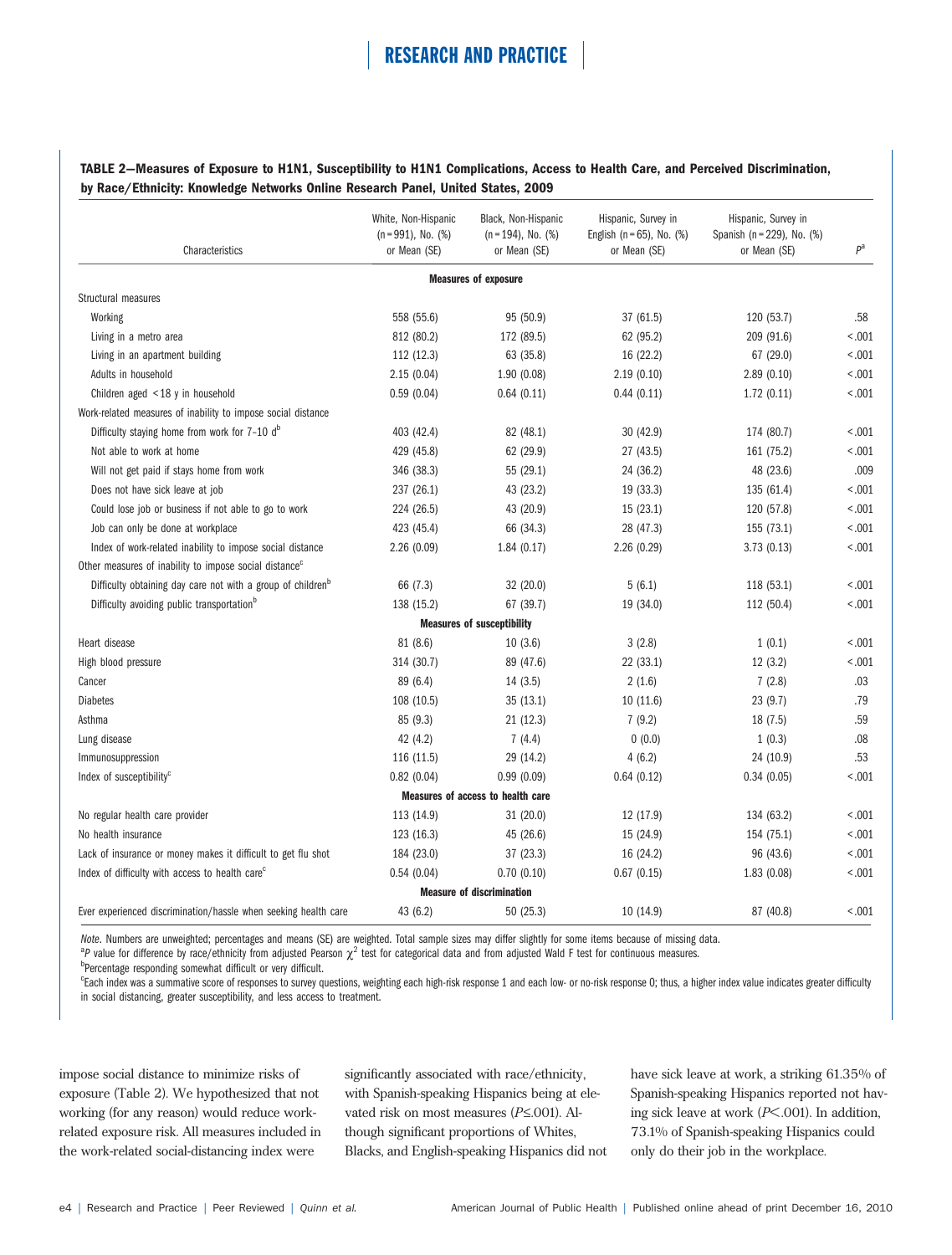**TABLE 2—Measures of Exposure to H1N1, Susceptibility to H1N1 Complications, Access to Health Care, and Perceived Discrimination, by Race/Ethnicity: Knowledge Networks Online Research Panel, United States, 2009**

| Characteristics | White, Non-Hispanic (n = 991), No. (%) or Mean (SE) | Black, Non-Hispanic (n = 194), No. (%) or Mean (SE) | Hispanic, Survey in English (n = 65), No. (%) or Mean (SE) | Hispanic, Survey in Spanish (n = 229), No. (%) or Mean (SE) | $P$[a] |
|---|---|---|---|---|---|
| **Measures of exposure** | | | | | |
| Structural measures | | | | | |
| Working | 558 (55.6) | 95 (50.9) | 37 (61.5) | 120 (53.7) | .58 |
| Living in a metro area | 812 (80.2) | 172 (89.5) | 62 (95.2) | 209 (91.6) | <.001 |
| Living in an apartment building | 112 (12.3) | 63 (35.8) | 16 (22.2) | 67 (29.0) | <.001 |
| Adults in household | 2.15 (0.04) | 1.90 (0.08) | 2.19 (0.10) | 2.89 (0.10) | <.001 |
| Children aged <18 y in household | 0.59 (0.04) | 0.64 (0.11) | 0.44 (0.11) | 1.72 (0.11) | <.001 |
| Work-related measures of inability to impose social distance | | | | | |
| Difficulty staying home from work for 7–10 d[b] | 403 (42.4) | 82 (48.1) | 30 (42.9) | 174 (80.7) | <.001 |
| Not able to work at home | 429 (45.8) | 62 (29.9) | 27 (43.5) | 161 (75.2) | <.001 |
| Will not get paid if stays home from work | 346 (38.3) | 55 (29.1) | 24 (36.2) | 48 (23.6) | .009 |
| Does not have sick leave at job | 237 (26.1) | 43 (23.2) | 19 (33.3) | 135 (61.4) | <.001 |
| Could lose job or business if not able to go to work | 224 (26.5) | 43 (20.9) | 15 (23.1) | 120 (57.8) | <.001 |
| Job can only be done at workplace | 423 (45.4) | 66 (34.3) | 28 (47.3) | 155 (73.1) | <.001 |
| Index of work-related inability to impose social distance | 2.26 (0.09) | 1.84 (0.17) | 2.26 (0.29) | 3.73 (0.13) | <.001 |
| Other measures of inability to impose social distance[c] | | | | | |
| Difficulty obtaining day care not with a group of children[b] | 66 (7.3) | 32 (20.0) | 5 (6.1) | 118 (53.1) | <.001 |
| Difficulty avoiding public transportation[b] | 138 (15.2) | 67 (39.7) | 19 (34.0) | 112 (50.4) | <.001 |
| **Measures of susceptibility** | | | | | |
| Heart disease | 81 (8.6) | 10 (3.6) | 3 (2.8) | 1 (0.1) | <.001 |
| High blood pressure | 314 (30.7) | 89 (47.6) | 22 (33.1) | 12 (3.2) | <.001 |
| Cancer | 89 (6.4) | 14 (3.5) | 2 (1.6) | 7 (2.8) | .03 |
| Diabetes | 108 (10.5) | 35 (13.1) | 10 (11.6) | 23 (9.7) | .79 |
| Asthma | 85 (9.3) | 21 (12.3) | 7 (9.2) | 18 (7.5) | .59 |
| Lung disease | 42 (4.2) | 7 (4.4) | 0 (0.0) | 1 (0.3) | .08 |
| Immunosuppression | 116 (11.5) | 29 (14.2) | 4 (6.2) | 24 (10.9) | .53 |
| Index of susceptibility[c] | 0.82 (0.04) | 0.99 (0.09) | 0.64 (0.12) | 0.34 (0.05) | <.001 |
| **Measures of access to health care** | | | | | |
| No regular health care provider | 113 (14.9) | 31 (20.0) | 12 (17.9) | 134 (63.2) | <.001 |
| No health insurance | 123 (16.3) | 45 (26.6) | 15 (24.9) | 154 (75.1) | <.001 |
| Lack of insurance or money makes it difficult to get flu shot | 184 (23.0) | 37 (23.3) | 16 (24.2) | 96 (43.6) | <.001 |
| Index of difficulty with access to health care[c] | 0.54 (0.04) | 0.70 (0.10) | 0.67 (0.15) | 1.83 (0.08) | <.001 |
| **Measure of discrimination** | | | | | |
| Ever experienced discrimination/hassle when seeking health care | 43 (6.2) | 50 (25.3) | 10 (14.9) | 87 (40.8) | <.001 |

*Note.* Numbers are unweighted; percentages and means (SE) are weighted. Total sample sizes may differ slightly for some items because of missing data.

[a]$P$ value for difference by race/ethnicity from adjusted Pearson $\chi^2$ test for categorical data and from adjusted Wald F test for continuous measures.

[b]Percentage responding somewhat difficult or very difficult.

[c]Each index was a summative score of responses to survey questions, weighting each high-risk response 1 and each low- or no-risk response 0; thus, a higher index value indicates greater difficulty in social distancing, greater susceptibility, and less access to treatment.

impose social distance to minimize risks of exposure (Table 2). We hypothesized that not working (for any reason) would reduce work-related exposure risk. All measures included in the work-related social-distancing index were significantly associated with race/ethnicity, with Spanish-speaking Hispanics being at elevated risk on most measures ($P \le .001$). Although significant proportions of Whites, Blacks, and English-speaking Hispanics did not have sick leave at work, a striking 61.35% of Spanish-speaking Hispanics reported not having sick leave at work ($P < .001$). In addition, 73.1% of Spanish-speaking Hispanics could only do their job in the workplace.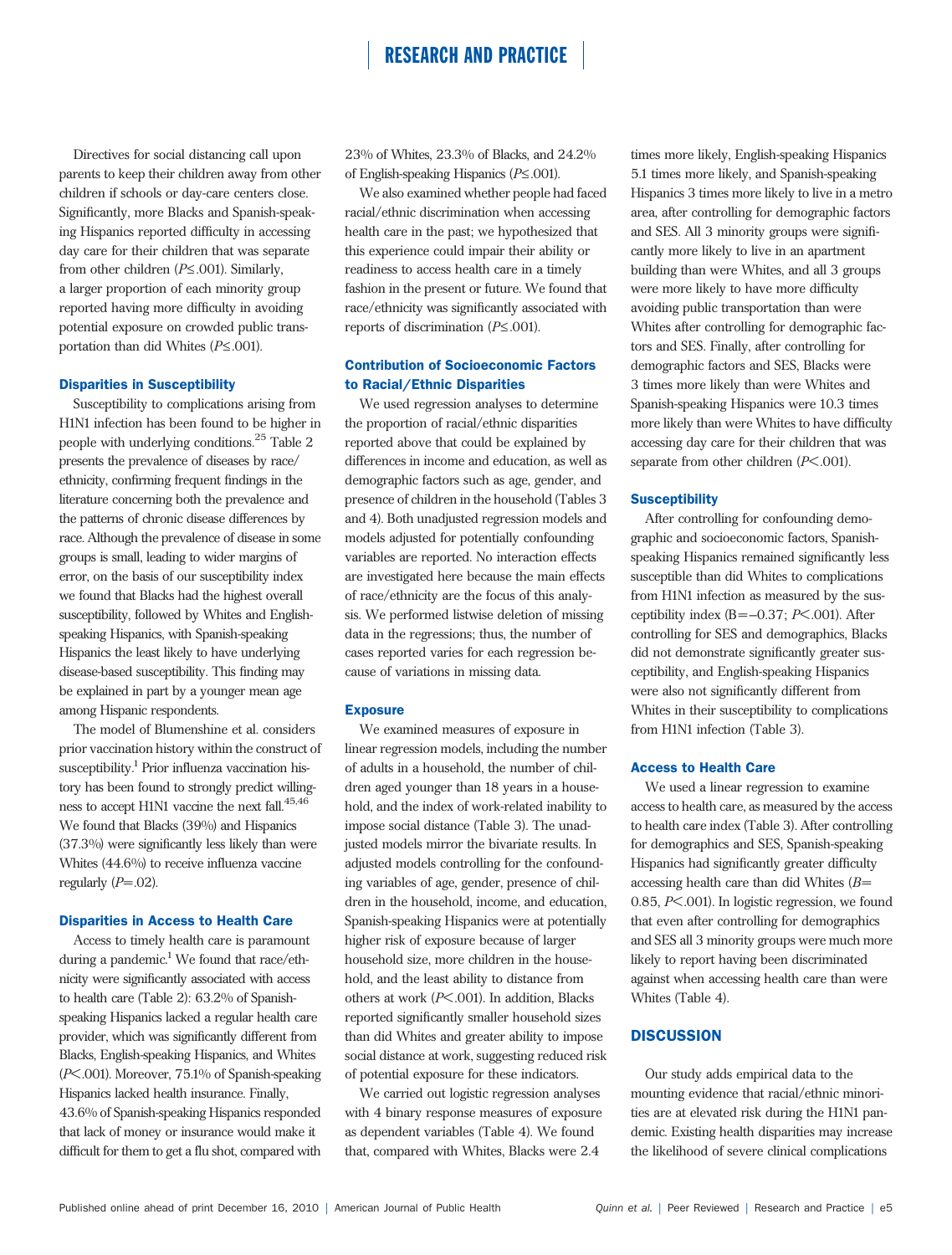Directives for social distancing call upon parents to keep their children away from other children if schools or day-care centers close. Significantly, more Blacks and Spanish-speaking Hispanics reported difficulty in accessing day care for their children that was separate from other children ($P \le .001$). Similarly, a larger proportion of each minority group reported having more difficulty in avoiding potential exposure on crowded public transportation than did Whites ($P \le .001$).

### Disparities in Susceptibility

Susceptibility to complications arising from H1N1 infection has been found to be higher in people with underlying conditions.[25] Table 2 presents the prevalence of diseases by race/ethnicity, confirming frequent findings in the literature concerning both the prevalence and the patterns of chronic disease differences by race. Although the prevalence of disease in some groups is small, leading to wider margins of error, on the basis of our susceptibility index we found that Blacks had the highest overall susceptibility, followed by Whites and English-speaking Hispanics, with Spanish-speaking Hispanics the least likely to have underlying disease-based susceptibility. This finding may be explained in part by a younger mean age among Hispanic respondents.

The model of Blumenshine et al. considers prior vaccination history within the construct of susceptibility.[1] Prior influenza vaccination history has been found to strongly predict willingness to accept H1N1 vaccine the next fall.[45,46] We found that Blacks (39%) and Hispanics (37.3%) were significantly less likely than were Whites (44.6%) to receive influenza vaccine regularly ($P = .02$).

### Disparities in Access to Health Care

Access to timely health care is paramount during a pandemic.[1] We found that race/ethnicity were significantly associated with access to health care (Table 2): 63.2% of Spanish-speaking Hispanics lacked a regular health care provider, which was significantly different from Blacks, English-speaking Hispanics, and Whites ($P < .001$). Moreover, 75.1% of Spanish-speaking Hispanics lacked health insurance. Finally, 43.6% of Spanish-speaking Hispanics responded that lack of money or insurance would make it difficult for them to get a flu shot, compared with 23% of Whites, 23.3% of Blacks, and 24.2% of English-speaking Hispanics ($P \le .001$).

We also examined whether people had faced racial/ethnic discrimination when accessing health care in the past; we hypothesized that this experience could impair their ability or readiness to access health care in a timely fashion in the present or future. We found that race/ethnicity was significantly associated with reports of discrimination ($P \le .001$).

### Contribution of Socioeconomic Factors to Racial/Ethnic Disparities

We used regression analyses to determine the proportion of racial/ethnic disparities reported above that could be explained by differences in income and education, as well as demographic factors such as age, gender, and presence of children in the household (Tables 3 and 4). Both unadjusted regression models and models adjusted for potentially confounding variables are reported. No interaction effects are investigated here because the main effects of race/ethnicity are the focus of this analysis. We performed listwise deletion of missing data in the regressions; thus, the number of cases reported varies for each regression because of variations in missing data.

### Exposure

We examined measures of exposure in linear regression models, including the number of adults in a household, the number of children aged younger than 18 years in a household, and the index of work-related inability to impose social distance (Table 3). The unadjusted models mirror the bivariate results. In adjusted models controlling for the confounding variables of age, gender, presence of children in the household, income, and education, Spanish-speaking Hispanics were at potentially higher risk of exposure because of larger household size, more children in the household, and the least ability to distance from others at work ($P < .001$). In addition, Blacks reported significantly smaller household sizes than did Whites and greater ability to impose social distance at work, suggesting reduced risk of potential exposure for these indicators.

We carried out logistic regression analyses with 4 binary response measures of exposure as dependent variables (Table 4). We found that, compared with Whites, Blacks were 2.4 times more likely, English-speaking Hispanics 5.1 times more likely, and Spanish-speaking Hispanics 3 times more likely to live in a metro area, after controlling for demographic factors and SES. All 3 minority groups were significantly more likely to live in an apartment building than were Whites, and all 3 groups were more likely to have more difficulty avoiding public transportation than were Whites after controlling for demographic factors and SES. Finally, after controlling for demographic factors and SES, Blacks were 3 times more likely than were Whites and Spanish-speaking Hispanics were 10.3 times more likely than were Whites to have difficulty accessing day care for their children that was separate from other children ($P < .001$).

### Susceptibility

After controlling for confounding demographic and socioeconomic factors, Spanish-speaking Hispanics remained significantly less susceptible than did Whites to complications from H1N1 infection as measured by the susceptibility index ($B = -0.37$; $P < .001$). After controlling for SES and demographics, Blacks did not demonstrate significantly greater susceptibility, and English-speaking Hispanics were also not significantly different from Whites in their susceptibility to complications from H1N1 infection (Table 3).

### Access to Health Care

We used a linear regression to examine access to health care, as measured by the access to health care index (Table 3). After controlling for demographics and SES, Spanish-speaking Hispanics had significantly greater difficulty accessing health care than did Whites ($B = 0.85$, $P < .001$). In logistic regression, we found that even after controlling for demographics and SES all 3 minority groups were much more likely to report having been discriminated against when accessing health care than were Whites (Table 4).

## DISCUSSION

Our study adds empirical data to the mounting evidence that racial/ethnic minorities are at elevated risk during the H1N1 pandemic. Existing health disparities may increase the likelihood of severe clinical complications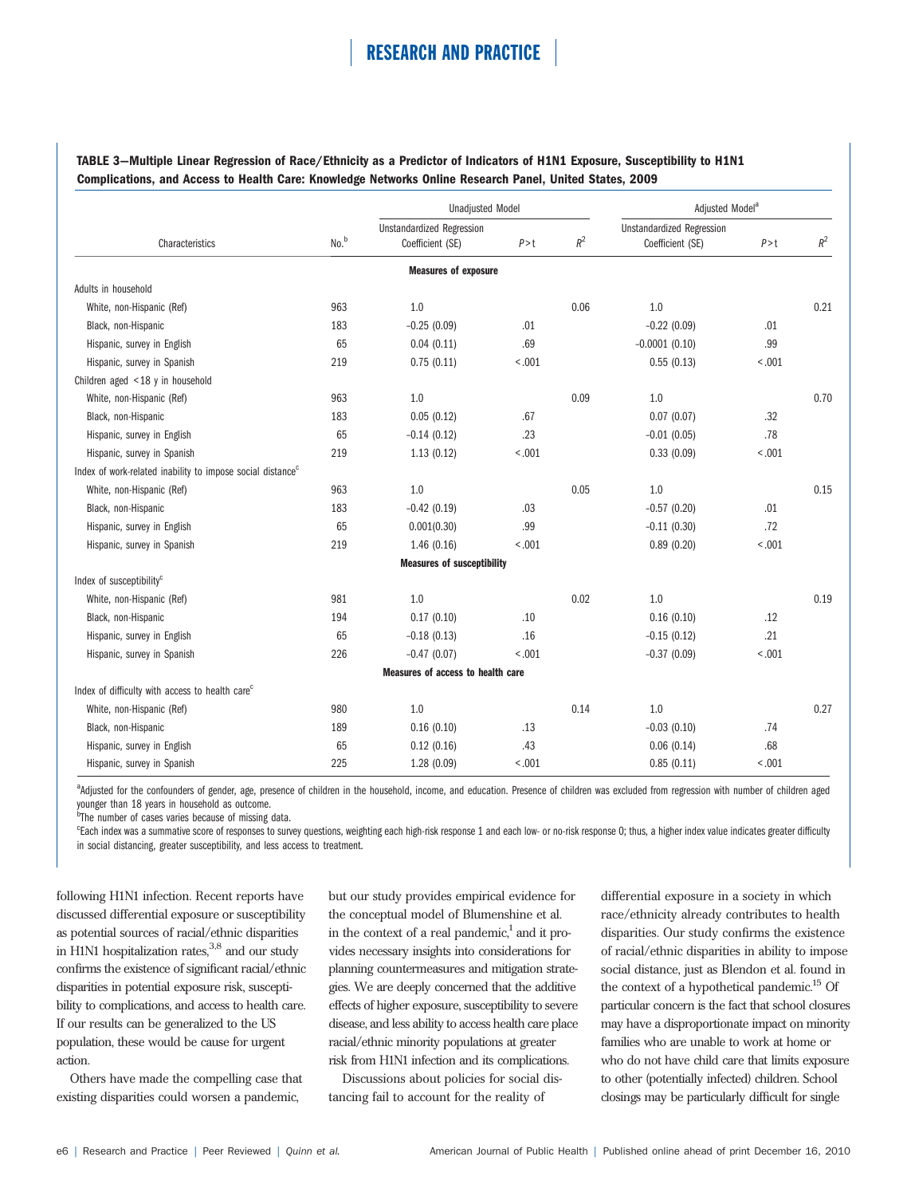**TABLE 3—Multiple Linear Regression of Race/Ethnicity as a Predictor of Indicators of H1N1 Exposure, Susceptibility to H1N1 Complications, and Access to Health Care: Knowledge Networks Online Research Panel, United States, 2009**

| Characteristics | No.[b] | Unadjusted Model | | | Adjusted Model[a] | | |
|---|---|---|---|---|---|---|---|
| | | Unstandardized Regression Coefficient (SE) | P>t | $R^2$ | Unstandardized Regression Coefficient (SE) | P>t | $R^2$ |
| **Measures of exposure** | | | | | | | |
| Adults in household | | | | | | | |
| White, non-Hispanic (Ref) | 963 | 1.0 | | 0.06 | 1.0 | | 0.21 |
| Black, non-Hispanic | 183 | −0.25 (0.09) | .01 | | −0.22 (0.09) | .01 | |
| Hispanic, survey in English | 65 | 0.04 (0.11) | .69 | | −0.0001 (0.10) | .99 | |
| Hispanic, survey in Spanish | 219 | 0.75 (0.11) | <.001 | | 0.55 (0.13) | <.001 | |
| Children aged <18 y in household | | | | | | | |
| White, non-Hispanic (Ref) | 963 | 1.0 | | 0.09 | 1.0 | | 0.70 |
| Black, non-Hispanic | 183 | 0.05 (0.12) | .67 | | 0.07 (0.07) | .32 | |
| Hispanic, survey in English | 65 | −0.14 (0.12) | .23 | | −0.01 (0.05) | .78 | |
| Hispanic, survey in Spanish | 219 | 1.13 (0.12) | <.001 | | 0.33 (0.09) | <.001 | |
| Index of work-related inability to impose social distance[c] | | | | | | | |
| White, non-Hispanic (Ref) | 963 | 1.0 | | 0.05 | 1.0 | | 0.15 |
| Black, non-Hispanic | 183 | −0.42 (0.19) | .03 | | −0.57 (0.20) | .01 | |
| Hispanic, survey in English | 65 | 0.001(0.30) | .99 | | −0.11 (0.30) | .72 | |
| Hispanic, survey in Spanish | 219 | 1.46 (0.16) | <.001 | | 0.89 (0.20) | <.001 | |
| **Measures of susceptibility** | | | | | | | |
| Index of susceptibility[c] | | | | | | | |
| White, non-Hispanic (Ref) | 981 | 1.0 | | 0.02 | 1.0 | | 0.19 |
| Black, non-Hispanic | 194 | 0.17 (0.10) | .10 | | 0.16 (0.10) | .12 | |
| Hispanic, survey in English | 65 | −0.18 (0.13) | .16 | | −0.15 (0.12) | .21 | |
| Hispanic, survey in Spanish | 226 | −0.47 (0.07) | <.001 | | −0.37 (0.09) | <.001 | |
| **Measures of access to health care** | | | | | | | |
| Index of difficulty with access to health care[c] | | | | | | | |
| White, non-Hispanic (Ref) | 980 | 1.0 | | 0.14 | 1.0 | | 0.27 |
| Black, non-Hispanic | 189 | 0.16 (0.10) | .13 | | −0.03 (0.10) | .74 | |
| Hispanic, survey in English | 65 | 0.12 (0.16) | .43 | | 0.06 (0.14) | .68 | |
| Hispanic, survey in Spanish | 225 | 1.28 (0.09) | <.001 | | 0.85 (0.11) | <.001 | |

[a]Adjusted for the confounders of gender, age, presence of children in the household, income, and education. Presence of children was excluded from regression with number of children aged younger than 18 years in household as outcome.
[b]The number of cases varies because of missing data.
[c]Each index was a summative score of responses to survey questions, weighting each high-risk response 1 and each low- or no-risk response 0; thus, a higher index value indicates greater difficulty in social distancing, greater susceptibility, and less access to treatment.

following H1N1 infection. Recent reports have discussed differential exposure or susceptibility as potential sources of racial/ethnic disparities in H1N1 hospitalization rates,[3,8] and our study confirms the existence of significant racial/ethnic disparities in potential exposure risk, susceptibility to complications, and access to health care. If our results can be generalized to the US population, these would be cause for urgent action.

Others have made the compelling case that existing disparities could worsen a pandemic, but our study provides empirical evidence for the conceptual model of Blumenshine et al. in the context of a real pandemic,[1] and it provides necessary insights into considerations for planning countermeasures and mitigation strategies. We are deeply concerned that the additive effects of higher exposure, susceptibility to severe disease, and less ability to access health care place racial/ethnic minority populations at greater risk from H1N1 infection and its complications.

Discussions about policies for social distancing fail to account for the reality of differential exposure in a society in which race/ethnicity already contributes to health disparities. Our study confirms the existence of racial/ethnic disparities in ability to impose social distance, just as Blendon et al. found in the context of a hypothetical pandemic.[15] Of particular concern is the fact that school closures may have a disproportionate impact on minority families who are unable to work at home or who do not have child care that limits exposure to other (potentially infected) children. School closings may be particularly difficult for single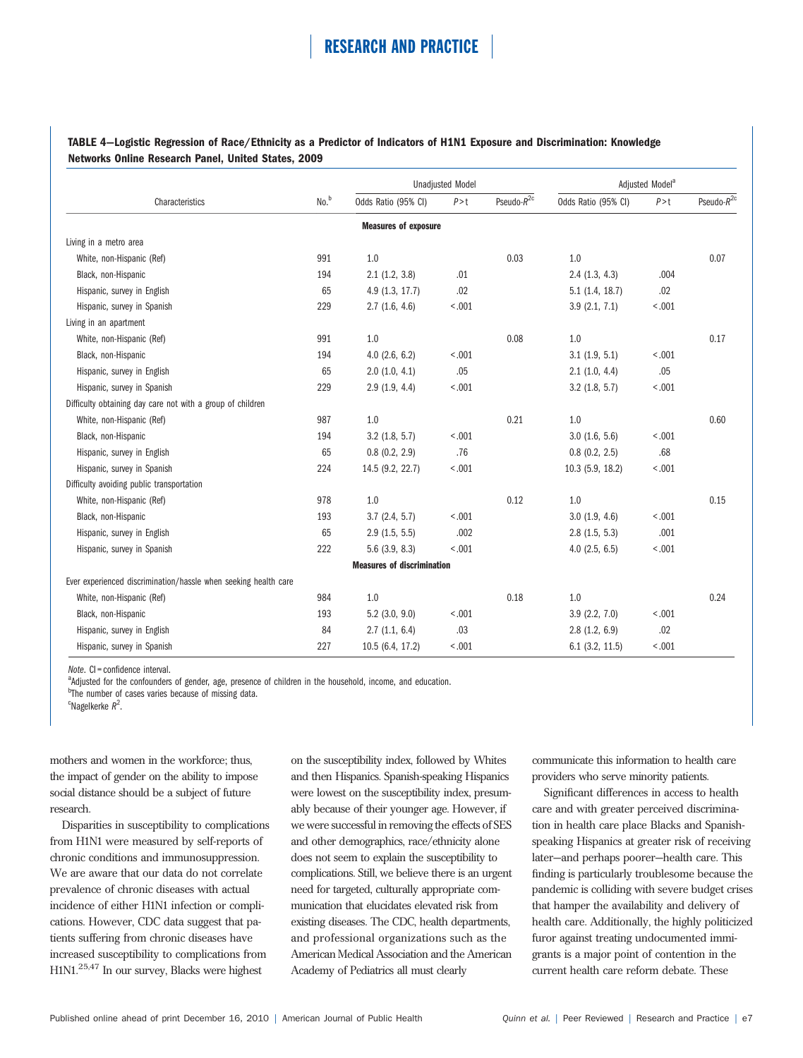**TABLE 4—Logistic Regression of Race/Ethnicity as a Predictor of Indicators of H1N1 Exposure and Discrimination: Knowledge Networks Online Research Panel, United States, 2009**

| | | Unadjusted Model | | | Adjusted Model[a] | | |
|---|---|---|---|---|---|---|---|
| Characteristics | No.[b] | Odds Ratio (95% CI) | P>t | Pseudo-$R^2$[c] | Odds Ratio (95% CI) | P>t | Pseudo-$R^2$[c] |
| **Measures of exposure** | | | | | | | |
| Living in a metro area | | | | | | | |
| White, non-Hispanic (Ref) | 991 | 1.0 | | 0.03 | 1.0 | | 0.07 |
| Black, non-Hispanic | 194 | 2.1 (1.2, 3.8) | .01 | | 2.4 (1.3, 4.3) | .004 | |
| Hispanic, survey in English | 65 | 4.9 (1.3, 17.7) | .02 | | 5.1 (1.4, 18.7) | .02 | |
| Hispanic, survey in Spanish | 229 | 2.7 (1.6, 4.6) | <.001 | | 3.9 (2.1, 7.1) | <.001 | |
| Living in an apartment | | | | | | | |
| White, non-Hispanic (Ref) | 991 | 1.0 | | 0.08 | 1.0 | | 0.17 |
| Black, non-Hispanic | 194 | 4.0 (2.6, 6.2) | <.001 | | 3.1 (1.9, 5.1) | <.001 | |
| Hispanic, survey in English | 65 | 2.0 (1.0, 4.1) | .05 | | 2.1 (1.0, 4.4) | .05 | |
| Hispanic, survey in Spanish | 229 | 2.9 (1.9, 4.4) | <.001 | | 3.2 (1.8, 5.7) | <.001 | |
| Difficulty obtaining day care not with a group of children | | | | | | | |
| White, non-Hispanic (Ref) | 987 | 1.0 | | 0.21 | 1.0 | | 0.60 |
| Black, non-Hispanic | 194 | 3.2 (1.8, 5.7) | <.001 | | 3.0 (1.6, 5.6) | <.001 | |
| Hispanic, survey in English | 65 | 0.8 (0.2, 2.9) | .76 | | 0.8 (0.2, 2.5) | .68 | |
| Hispanic, survey in Spanish | 224 | 14.5 (9.2, 22.7) | <.001 | | 10.3 (5.9, 18.2) | <.001 | |
| Difficulty avoiding public transportation | | | | | | | |
| White, non-Hispanic (Ref) | 978 | 1.0 | | 0.12 | 1.0 | | 0.15 |
| Black, non-Hispanic | 193 | 3.7 (2.4, 5.7) | <.001 | | 3.0 (1.9, 4.6) | <.001 | |
| Hispanic, survey in English | 65 | 2.9 (1.5, 5.5) | .002 | | 2.8 (1.5, 5.3) | .001 | |
| Hispanic, survey in Spanish | 222 | 5.6 (3.9, 8.3) | <.001 | | 4.0 (2.5, 6.5) | <.001 | |
| **Measures of discrimination** | | | | | | | |
| Ever experienced discrimination/hassle when seeking health care | | | | | | | |
| White, non-Hispanic (Ref) | 984 | 1.0 | | 0.18 | 1.0 | | 0.24 |
| Black, non-Hispanic | 193 | 5.2 (3.0, 9.0) | <.001 | | 3.9 (2.2, 7.0) | <.001 | |
| Hispanic, survey in English | 84 | 2.7 (1.1, 6.4) | .03 | | 2.8 (1.2, 6.9) | .02 | |
| Hispanic, survey in Spanish | 227 | 10.5 (6.4, 17.2) | <.001 | | 6.1 (3.2, 11.5) | <.001 | |

*Note.* CI = confidence interval.
[a]Adjusted for the confounders of gender, age, presence of children in the household, income, and education.
[b]The number of cases varies because of missing data.
[c]Nagelkerke $R^2$.

mothers and women in the workforce; thus, the impact of gender on the ability to impose social distance should be a subject of future research.

Disparities in susceptibility to complications from H1N1 were measured by self-reports of chronic conditions and immunosuppression. We are aware that our data do not correlate prevalence of chronic diseases with actual incidence of either H1N1 infection or complications. However, CDC data suggest that patients suffering from chronic diseases have increased susceptibility to complications from H1N1.[25,47] In our survey, Blacks were highest on the susceptibility index, followed by Whites and then Hispanics. Spanish-speaking Hispanics were lowest on the susceptibility index, presumably because of their younger age. However, if we were successful in removing the effects of SES and other demographics, race/ethnicity alone does not seem to explain the susceptibility to complications. Still, we believe there is an urgent need for targeted, culturally appropriate communication that elucidates elevated risk from existing diseases. The CDC, health departments, and professional organizations such as the American Medical Association and the American Academy of Pediatrics all must clearly communicate this information to health care providers who serve minority patients.

Significant differences in access to health care and with greater perceived discrimination in health care place Blacks and Spanish-speaking Hispanics at greater risk of receiving later—and perhaps poorer—health care. This finding is particularly troublesome because the pandemic is colliding with severe budget crises that hamper the availability and delivery of health care. Additionally, the highly politicized furor against treating undocumented immigrants is a major point of contention in the current health care reform debate. These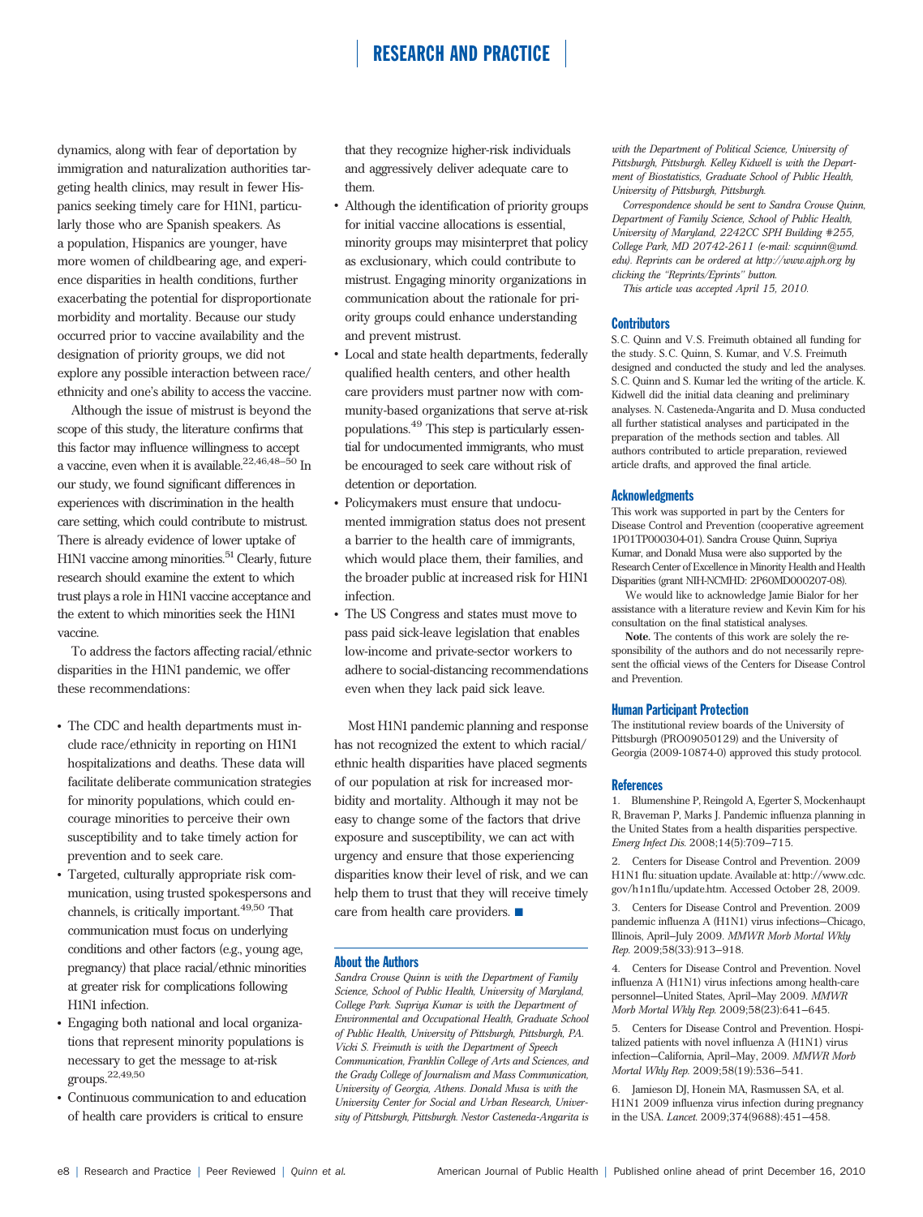dynamics, along with fear of deportation by immigration and naturalization authorities targeting health clinics, may result in fewer Hispanics seeking timely care for H1N1, particularly those who are Spanish speakers. As a population, Hispanics are younger, have more women of childbearing age, and experience disparities in health conditions, further exacerbating the potential for disproportionate morbidity and mortality. Because our study occurred prior to vaccine availability and the designation of priority groups, we did not explore any possible interaction between race/ethnicity and one's ability to access the vaccine.

Although the issue of mistrust is beyond the scope of this study, the literature confirms that this factor may influence willingness to accept a vaccine, even when it is available.[22,46,48–50] In our study, we found significant differences in experiences with discrimination in the health care setting, which could contribute to mistrust. There is already evidence of lower uptake of H1N1 vaccine among minorities.[51] Clearly, future research should examine the extent to which trust plays a role in H1N1 vaccine acceptance and the extent to which minorities seek the H1N1 vaccine.

To address the factors affecting racial/ethnic disparities in the H1N1 pandemic, we offer these recommendations:

- The CDC and health departments must include race/ethnicity in reporting on H1N1 hospitalizations and deaths. These data will facilitate deliberate communication strategies for minority populations, which could encourage minorities to perceive their own susceptibility and to take timely action for prevention and to seek care.
- Targeted, culturally appropriate risk communication, using trusted spokespersons and channels, is critically important.[49,50] That communication must focus on underlying conditions and other factors (e.g., young age, pregnancy) that place racial/ethnic minorities at greater risk for complications following H1N1 infection.
- Engaging both national and local organizations that represent minority populations is necessary to get the message to at-risk groups.[22,49,50]
- Continuous communication to and education of health care providers is critical to ensure that they recognize higher-risk individuals and aggressively deliver adequate care to them.
- Although the identification of priority groups for initial vaccine allocations is essential, minority groups may misinterpret that policy as exclusionary, which could contribute to mistrust. Engaging minority organizations in communication about the rationale for priority groups could enhance understanding and prevent mistrust.
- Local and state health departments, federally qualified health centers, and other health care providers must partner now with community-based organizations that serve at-risk populations.[49] This step is particularly essential for undocumented immigrants, who must be encouraged to seek care without risk of detention or deportation.
- Policymakers must ensure that undocumented immigration status does not present a barrier to the health care of immigrants, which would place them, their families, and the broader public at increased risk for H1N1 infection.
- The US Congress and states must move to pass paid sick-leave legislation that enables low-income and private-sector workers to adhere to social-distancing recommendations even when they lack paid sick leave.

Most H1N1 pandemic planning and response has not recognized the extent to which racial/ethnic health disparities have placed segments of our population at risk for increased morbidity and mortality. Although it may not be easy to change some of the factors that drive exposure and susceptibility, we can act with urgency and ensure that those experiencing disparities know their level of risk, and we can help them to trust that they will receive timely care from health care providers. ■

## About the Authors

*Sandra Crouse Quinn is with the Department of Family Science, School of Public Health, University of Maryland, College Park. Supriya Kumar is with the Department of Environmental and Occupational Health, Graduate School of Public Health, University of Pittsburgh, Pittsburgh, PA. Vicki S. Freimuth is with the Department of Speech Communication, Franklin College of Arts and Sciences, and the Grady College of Journalism and Mass Communication, University of Georgia, Athens. Donald Musa is with the University Center for Social and Urban Research, University of Pittsburgh, Pittsburgh. Nestor Casteneda-Angarita is with the Department of Political Science, University of Pittsburgh, Pittsburgh. Kelley Kidwell is with the Department of Biostatistics, Graduate School of Public Health, University of Pittsburgh, Pittsburgh.*

*Correspondence should be sent to Sandra Crouse Quinn, Department of Family Science, School of Public Health, University of Maryland, 2242CC SPH Building #255, College Park, MD 20742-2611 (e-mail: scquinn@umd.edu). Reprints can be ordered at http://www.ajph.org by clicking the "Reprints/Eprints" button.*

*This article was accepted April 15, 2010.*

## Contributors

S.C. Quinn and V.S. Freimuth obtained all funding for the study. S.C. Quinn, S. Kumar, and V.S. Freimuth designed and conducted the study and led the analyses. S.C. Quinn and S. Kumar led the writing of the article. K. Kidwell did the initial data cleaning and preliminary analyses. N. Casteneda-Angarita and D. Musa conducted all further statistical analyses and participated in the preparation of the methods section and tables. All authors contributed to article preparation, reviewed article drafts, and approved the final article.

## Acknowledgments

This work was supported in part by the Centers for Disease Control and Prevention (cooperative agreement 1P01TP000304-01). Sandra Crouse Quinn, Supriya Kumar, and Donald Musa were also supported by the Research Center of Excellence in Minority Health and Health Disparities (grant NIH-NCMHD: 2P60MD000207-08).

We would like to acknowledge Jamie Bialor for her assistance with a literature review and Kevin Kim for his consultation on the final statistical analyses.

**Note.** The contents of this work are solely the responsibility of the authors and do not necessarily represent the official views of the Centers for Disease Control and Prevention.

## Human Participant Protection

The institutional review boards of the University of Pittsburgh (PRO09050129) and the University of Georgia (2009-10874-0) approved this study protocol.

## References

1. Blumenshine P, Reingold A, Egerter S, Mockenhaupt R, Braveman P, Marks J. Pandemic influenza planning in the United States from a health disparities perspective. *Emerg Infect Dis.* 2008;14(5):709–715.

2. Centers for Disease Control and Prevention. 2009 H1N1 flu: situation update. Available at: http://www.cdc.gov/h1n1flu/update.htm. Accessed October 28, 2009.

3. Centers for Disease Control and Prevention. 2009 pandemic influenza A (H1N1) virus infections—Chicago, Illinois, April–July 2009. *MMWR Morb Mortal Wkly Rep.* 2009;58(33):913–918.

4. Centers for Disease Control and Prevention. Novel influenza A (H1N1) virus infections among health-care personnel—United States, April–May 2009. *MMWR Morb Mortal Wkly Rep.* 2009;58(23):641–645.

5. Centers for Disease Control and Prevention. Hospitalized patients with novel influenza A (H1N1) virus infection—California, April–May, 2009. *MMWR Morb Mortal Wkly Rep.* 2009;58(19):536–541.

6. Jamieson DJ, Honein MA, Rasmussen SA, et al. H1N1 2009 influenza virus infection during pregnancy in the USA. *Lancet.* 2009;374(9688):451–458.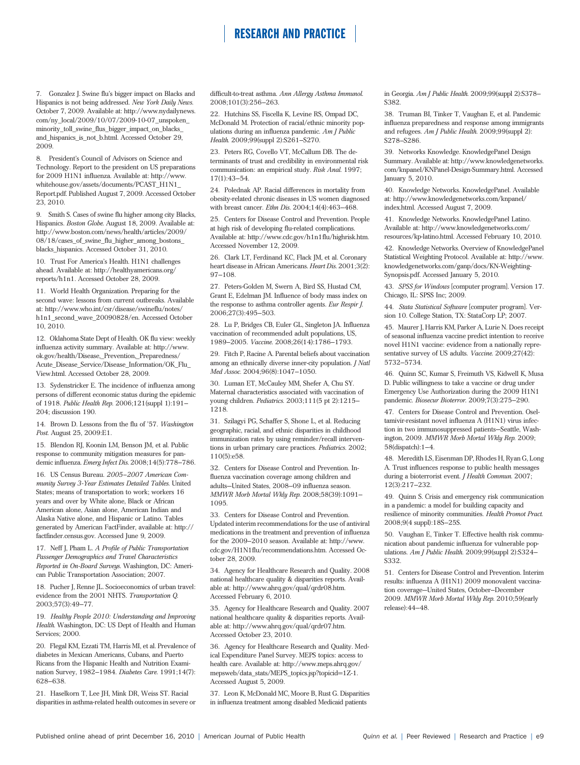7. Gonzalez J. Swine flu's bigger impact on Blacks and Hispanics is not being addressed. *New York Daily News.* October 7, 2009. Available at: http://www.nydailynews.com/ny_local/2009/10/07/2009-10-07_unspoken_minority_toll_swine_flus_bigger_impact_on_blacks_and_hispanics_is_not_b.html. Accessed October 29, 2009.

8. President's Council of Advisors on Science and Technology. Report to the president on US preparations for 2009 H1N1 influenza. Available at: http://www.whitehouse.gov/assets/documents/PCAST_H1N1_Report.pdf. Published August 7, 2009. Accessed October 23, 2010.

9. Smith S. Cases of swine flu higher among city Blacks, Hispanics. *Boston Globe.* August 18, 2009. Available at: http://www.boston.com/news/health/articles/2009/08/18/cases_of_swine_flu_higher_among_bostons_blacks_hispanics. Accessed October 31, 2010.

10. Trust For America's Health. H1N1 challenges ahead. Available at: http://healthyamericans.org/reports/h1n1. Accessed October 28, 2009.

11. World Health Organization. Preparing for the second wave: lessons from current outbreaks. Available at: http://www.who.int/csr/disease/swineflu/notes/h1n1_second_wave_20090828/en. Accessed October 10, 2010.

12. Oklahoma State Dept of Health. OK flu view: weekly influenza activity summary. Available at: http://www.ok.gov/health/Disease,_Prevention,_Preparedness/Acute_Disease_Service/Disease_Information/OK_Flu_View.html. Accessed October 28, 2009.

13. Sydenstricker E. The incidence of influenza among persons of different economic status during the epidemic of 1918. *Public Health Rep.* 2006;121(suppl 1):191–204; discussion 190.

14. Brown D. Lessons from the flu of '57. *Washington Post.* August 25, 2009:E1.

15. Blendon RJ, Koonin LM, Benson JM, et al. Public response to community mitigation measures for pandemic influenza. *Emerg Infect Dis.* 2008;14(5):778–786.

16. US Census Bureau. *2005–2007 American Community Survey 3-Year Estimates Detailed Tables.* United States; means of transportation to work; workers 16 years and over by White alone, Black or African American alone, Asian alone, American Indian and Alaska Native alone, and Hispanic or Latino. Tables generated by American FactFinder, available at: http://factfinder.census.gov. Accessed June 9, 2009.

17. Neff J, Pham L. *A Profile of Public Transportation Passenger Demographics and Travel Characteristics Reported in On-Board Surveys.* Washington, DC: American Public Transportation Association; 2007.

18. Pucher J, Renne JL. Socioeconomics of urban travel: evidence from the 2001 NHTS. *Transportation Q.* 2003;57(3):49–77.

19. *Healthy People 2010: Understanding and Improving Health.* Washington, DC: US Dept of Health and Human Services; 2000.

20. Flegal KM, Ezzati TM, Harris MI, et al. Prevalence of diabetes in Mexican Americans, Cubans, and Puerto Ricans from the Hispanic Health and Nutrition Examination Survey, 1982–1984. *Diabetes Care.* 1991;14(7):628–638.

21. Haselkorn T, Lee JH, Mink DR, Weiss ST. Racial disparities in asthma-related health outcomes in severe or difficult-to-treat asthma. *Ann Allergy Asthma Immunol.* 2008;101(3):256–263.

22. Hutchins SS, Fiscella K, Levine RS, Ompad DC, McDonald M. Protection of racial/ethnic minority populations during an influenza pandemic. *Am J Public Health.* 2009;99(suppl 2):S261–S270.

23. Peters RG, Covello VT, McCallum DB. The determinants of trust and credibility in environmental risk communication: an empirical study. *Risk Anal.* 1997;17(1):43–54.

24. Polednak AP. Racial differences in mortality from obesity-related chronic diseases in US women diagnosed with breast cancer. *Ethn Dis.* 2004;14(4):463–468.

25. Centers for Disease Control and Prevention. People at high risk of developing flu-related complications. Available at: http://www.cdc.gov/h1n1flu/highrisk.htm. Accessed November 12, 2009.

26. Clark LT, Ferdinand KC, Flack JM, et al. Coronary heart disease in African Americans. *Heart Dis.* 2001;3(2):97–108.

27. Peters-Golden M, Swern A, Bird SS, Hustad CM, Grant E, Edelman JM. Influence of body mass index on the response to asthma controller agents. *Eur Respir J.* 2006;27(3):495–503.

28. Lu P, Bridges CB, Euler GL, Singleton JA. Influenza vaccination of recommended adult populations, US, 1989–2005. *Vaccine.* 2008;26(14):1786–1793.

29. Fitch P, Racine A. Parental beliefs about vaccination among an ethnically diverse inner-city population. *J Natl Med Assoc.* 2004;96(8):1047–1050.

30. Luman ET, McCauley MM, Shefer A, Chu SY. Maternal characteristics associated with vaccination of young children. *Pediatrics.* 2003;111(5 pt 2):1215–1218.

31. Szilagyi PG, Schaffer S, Shone L, et al. Reducing geographic, racial, and ethnic disparities in childhood immunization rates by using reminder/recall interventions in urban primary care practices. *Pediatrics.* 2002;110(5):e58.

32. Centers for Disease Control and Prevention. Influenza vaccination coverage among children and adults—United States, 2008–09 influenza season. *MMWR Morb Mortal Wkly Rep.* 2008;58(39):1091–1095.

33. Centers for Disease Control and Prevention. Updated interim recommendations for the use of antiviral medications in the treatment and prevention of influenza for the 2009–2010 season. Available at: http://www.cdc.gov/H1N1flu/recommendations.htm. Accessed October 28, 2009.

34. Agency for Healthcare Research and Quality. 2008 national healthcare quality & disparities reports. Available at: http://www.ahrq.gov/qual/qrdr08.htm. Accessed February 6, 2010.

35. Agency for Healthcare Research and Quality. 2007 national healthcare quality & disparities reports. Available at: http://www.ahrq.gov/qual/qrdr07.htm. Accessed October 23, 2010.

36. Agency for Healthcare Research and Quality. Medical Expenditure Panel Survey. MEPS topics: access to health care. Available at: http://www.meps.ahrq.gov/mepsweb/data_stats/MEPS_topics.jsp?topicid=1Z-1. Accessed August 5, 2009.

37. Leon K, McDonald MC, Moore B, Rust G. Disparities in influenza treatment among disabled Medicaid patients in Georgia. *Am J Public Health.* 2009;99(suppl 2):S378–S382.

38. Truman BI, Tinker T, Vaughan E, et al. Pandemic influenza preparedness and response among immigrants and refugees. *Am J Public Health.* 2009;99(suppl 2):S278–S286.

39. Networks Knowledge. KnowledgePanel Design Summary. Available at: http://www.knowledgenetworks.com/knpanel/KNPanel-Design-Summary.html. Accessed January 5, 2010.

40. Knowledge Networks. KnowledgePanel. Available at: http://www.knowledgenetworks.com/knpanel/index.html. Accessed August 7, 2009.

41. Knowledge Networks. KnowledgePanel Latino. Available at: http://www.knowledgenetworks.com/resources/kp-latino.html. Accessed February 10, 2010.

42. Knowledge Networks. Overview of KnowledgePanel Statistical Weighting Protocol. Available at: http://www.knowledgenetworks.com/ganp/docs/KN-Weighting-Synopsis.pdf. Accessed January 5, 2010.

43. *SPSS for Windows* [computer program]. Version 17. Chicago, IL: SPSS Inc; 2009.

44. *Stata Statistical Software* [computer program]. Version 10. College Station, TX: StataCorp LP; 2007.

45. Maurer J, Harris KM, Parker A, Lurie N. Does receipt of seasonal influenza vaccine predict intention to receive novel H1N1 vaccine: evidence from a nationally representative survey of US adults. *Vaccine.* 2009;27(42):5732–5734.

46. Quinn SC, Kumar S, Freimuth VS, Kidwell K, Musa D. Public willingness to take a vaccine or drug under Emergency Use Authorization during the 2009 H1N1 pandemic. *Biosecur Bioterror.* 2009;7(3):275–290.

47. Centers for Disease Control and Prevention. Oseltamivir-resistant novel influenza A (H1N1) virus infection in two immunosuppressed patients—Seattle, Washington, 2009. *MMWR Morb Mortal Wkly Rep.* 2009;58(dispatch):1–4.

48. Meredith LS, Eisenman DP, Rhodes H, Ryan G, Long A. Trust influences response to public health messages during a bioterrorist event. *J Health Commun.* 2007;12(3):217–232.

49. Quinn S. Crisis and emergency risk communication in a pandemic: a model for building capacity and resilience of minority communities. *Health Promot Pract.* 2008;9(4 suppl):18S–25S.

50. Vaughan E, Tinker T. Effective health risk communication about pandemic influenza for vulnerable populations. *Am J Public Health.* 2009;99(suppl 2):S324–S332.

51. Centers for Disease Control and Prevention. Interim results: influenza A (H1N1) 2009 monovalent vaccination coverage—United States, October–December 2009. *MMWR Morb Mortal Wkly Rep.* 2010;59(early release):44–48.